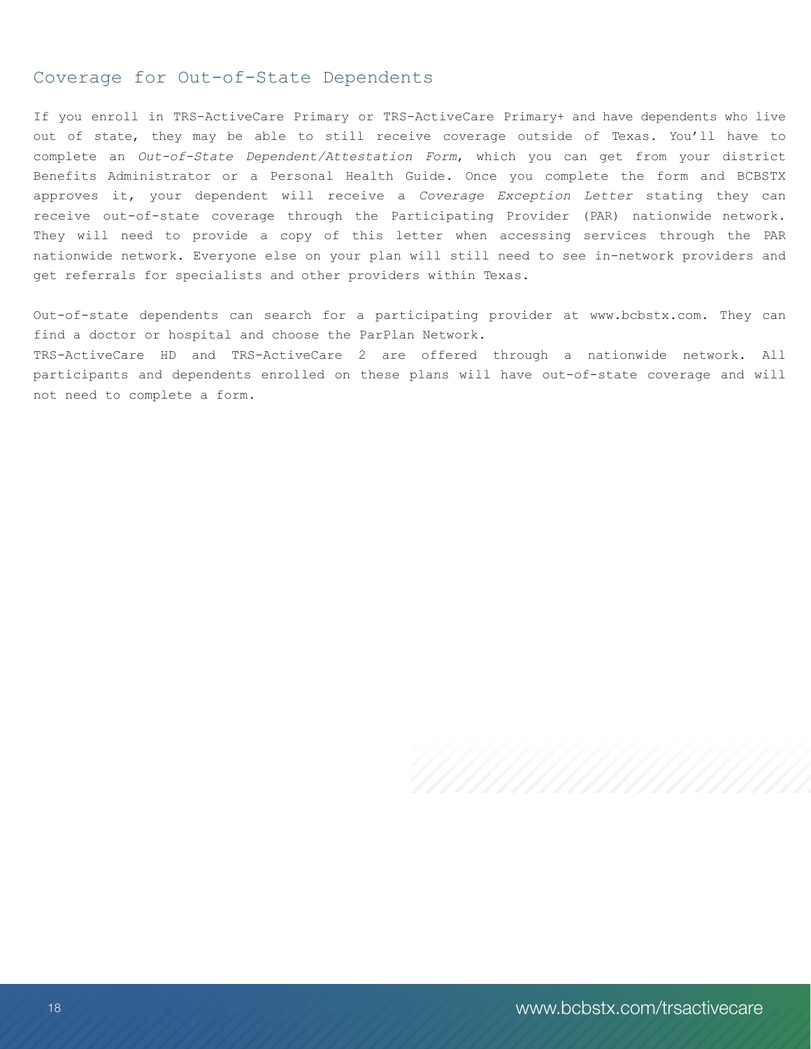## Coverage for Out-of-State Dependents

If you enroll in TRS-ActiveCare Primary or TRS-ActiveCare Primary+ and have dependents who live out of state, they may be able to still receive coverage outside of Texas. You'll have to complete an *Out-of-State Dependent/Attestation Form*, which you can get from your district Benefits Administrator or a Personal Health Guide. Once you complete the form and BCBSTX approves it, your dependent will receive a *Coverage Exception Letter* stating they can receive out-of-state coverage through the Participating Provider (PAR) nationwide network. They will need to provide a copy of this letter when accessing services through the PAR nationwide network. Everyone else on your plan will still need to see in-network providers and get referrals for specialists and other providers within Texas.

Out-of-state dependents can search for a participating provider at www.bcbstx.com. They can find a doctor or hospital and choose the ParPlan Network.
TRS-ActiveCare HD and TRS-ActiveCare 2 are offered through a nationwide network. All participants and dependents enrolled on these plans will have out-of-state coverage and will not need to complete a form.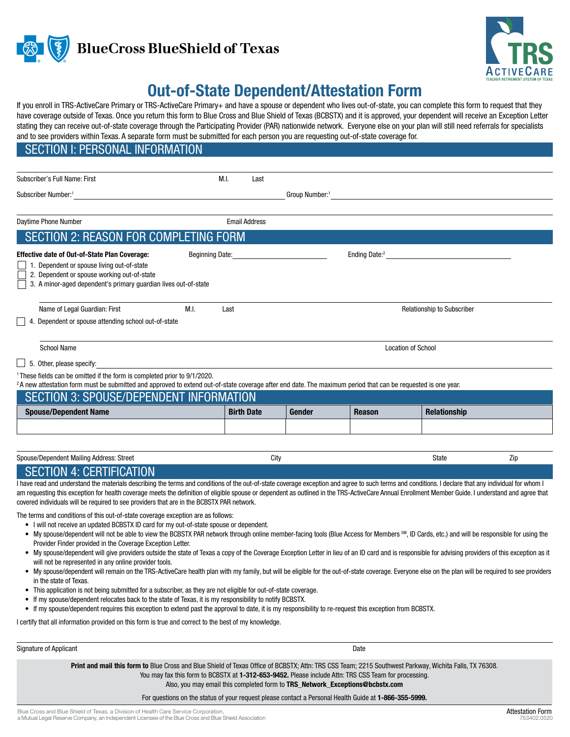BlueCross BlueShield of Texas

TRS ActiveCare
TEACHER RETIREMENT SYSTEM OF TEXAS

# Out-of-State Dependent/Attestation Form

If you enroll in TRS-ActiveCare Primary or TRS-ActiveCare Primary+ and have a spouse or dependent who lives out-of-state, you can complete this form to request that they have coverage outside of Texas. Once you return this form to Blue Cross and Blue Shield of Texas (BCBSTX) and it is approved, your dependent will receive an Exception Letter stating they can receive out-of-state coverage through the Participating Provider (PAR) nationwide network. Everyone else on your plan will still need referrals for specialists and to see providers within Texas. A separate form must be submitted for each person you are requesting out-of-state coverage for.

## SECTION I: PERSONAL INFORMATION

Subscriber's Full Name: First ____ M.I. ____ Last ____

Subscriber Number:[1] ____ Group Number:[1] ____

Daytime Phone Number ____ Email Address ____

## SECTION 2: REASON FOR COMPLETING FORM

**Effective date of Out-of-State Plan Coverage:** Beginning Date: ____ Ending Date:[2] ____

- ☐ 1. Dependent or spouse living out-of-state
- ☐ 2. Dependent or spouse working out-of-state
- ☐ 3. A minor-aged dependent's primary guardian lives out-of-state

Name of Legal Guardian: First ____ M.I. ____ Last ____ Relationship to Subscriber ____

- ☐ 4. Dependent or spouse attending school out-of-state

School Name ____ Location of School ____

- ☐ 5. Other, please specify: ____

[1] These fields can be omitted if the form is completed prior to 9/1/2020.

[2] A new attestation form must be submitted and approved to extend out-of-state coverage after end date. The maximum period that can be requested is one year.

## SECTION 3: SPOUSE/DEPENDENT INFORMATION

| Spouse/Dependent Name | Birth Date | Gender | Reason | Relationship |
|---|---|---|---|---|
| | | | | |

Spouse/Dependent Mailing Address: Street ____ City ____ State ____ Zip ____

## SECTION 4: CERTIFICATION

I have read and understand the materials describing the terms and conditions of the out-of-state coverage exception and agree to such terms and conditions. I declare that any individual for whom I am requesting this exception for health coverage meets the definition of eligible spouse or dependent as outlined in the TRS-ActiveCare Annual Enrollment Member Guide. I understand and agree that covered individuals will be required to see providers that are in the BCBSTX PAR network.

The terms and conditions of this out-of-state coverage exception are as follows:

- I will not receive an updated BCBSTX ID card for my out-of-state spouse or dependent.
- My spouse/dependent will not be able to view the BCBSTX PAR network through online member-facing tools (Blue Access for Members SM, ID Cards, etc.) and will be responsible for using the Provider Finder provided in the Coverage Exception Letter.
- My spouse/dependent will give providers outside the state of Texas a copy of the Coverage Exception Letter in lieu of an ID card and is responsible for advising providers of this exception as it will not be represented in any online provider tools.
- My spouse/dependent will remain on the TRS-ActiveCare health plan with my family, but will be eligible for the out-of-state coverage. Everyone else on the plan will be required to see providers in the state of Texas.
- This application is not being submitted for a subscriber, as they are not eligible for out-of-state coverage.
- If my spouse/dependent relocates back to the state of Texas, it is my responsibility to notify BCBSTX.
- If my spouse/dependent requires this exception to extend past the approval to date, it is my responsibility to re-request this exception from BCBSTX.

I certify that all information provided on this form is true and correct to the best of my knowledge.

Signature of Applicant ____ Date ____

**Print and mail this form to** Blue Cross and Blue Shield of Texas Office of BCBSTX; Attn: TRS CSS Team; 2215 Southwest Parkway, Wichita Falls, TX 76308.
You may fax this form to BCBSTX at **1-312-653-9452.** Please include Attn: TRS CSS Team for processing.
Also, you may email this completed form to **TRS_Network_Exceptions@bcbstx.com**

For questions on the status of your request please contact a Personal Health Guide at **1-866-355-5999.**

Blue Cross and Blue Shield of Texas, a Division of Health Care Service Corporation, a Mutual Legal Reserve Company, an Independent Licensee of the Blue Cross and Blue Shield Association

Attestation Form
753402.0520